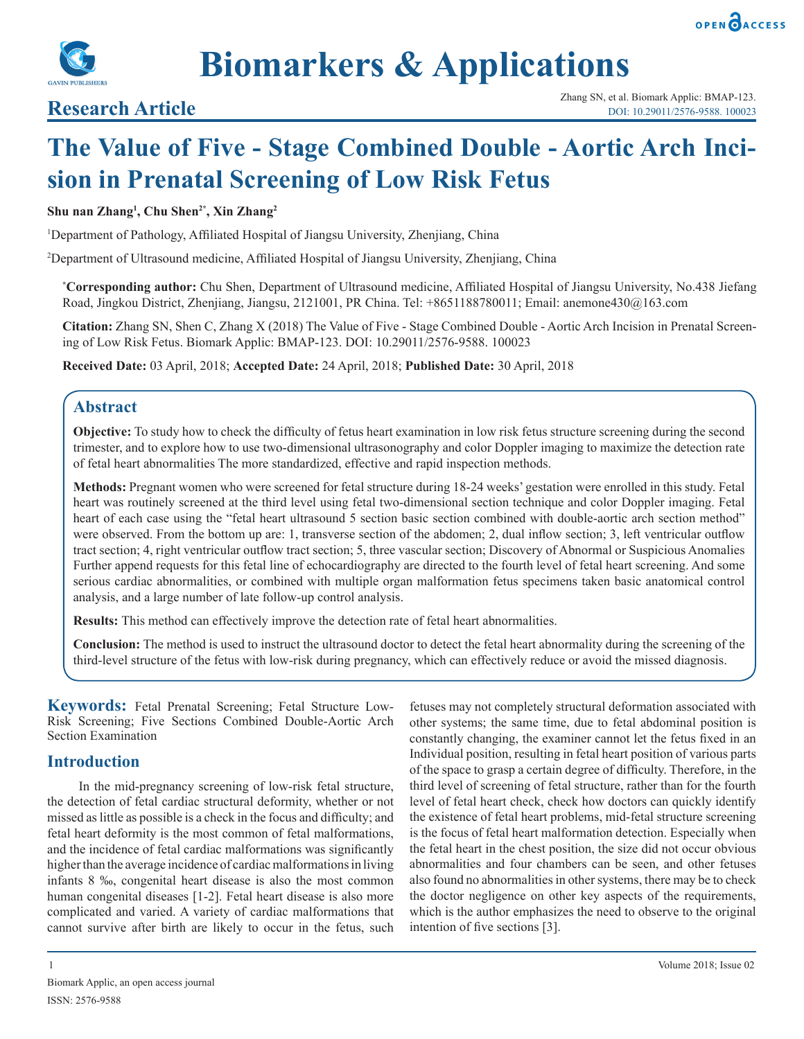# Biomarkers & Applications

## Research Article

Zhang SN, et al. Biomark Applic: BMAP-123.
DOI: 10.29011/2576-9588. 100023

# The Value of Five - Stage Combined Double - Aortic Arch Incision in Prenatal Screening of Low Risk Fetus

**Shu nan Zhang[1], Chu Shen[2*], Xin Zhang[2]**

[1]Department of Pathology, Affiliated Hospital of Jiangsu University, Zhenjiang, China

[2]Department of Ultrasound medicine, Affiliated Hospital of Jiangsu University, Zhenjiang, China

**[*]Corresponding author:** Chu Shen, Department of Ultrasound medicine, Affiliated Hospital of Jiangsu University, No.438 Jiefang Road, Jingkou District, Zhenjiang, Jiangsu, 2121001, PR China. Tel: +8651188780011; Email: anemone430@163.com

**Citation:** Zhang SN, Shen C, Zhang X (2018) The Value of Five - Stage Combined Double - Aortic Arch Incision in Prenatal Screening of Low Risk Fetus. Biomark Applic: BMAP-123. DOI: 10.29011/2576-9588. 100023

**Received Date:** 03 April, 2018; **Accepted Date:** 24 April, 2018; **Published Date:** 30 April, 2018

## Abstract

**Objective:** To study how to check the difficulty of fetus heart examination in low risk fetus structure screening during the second trimester, and to explore how to use two-dimensional ultrasonography and color Doppler imaging to maximize the detection rate of fetal heart abnormalities The more standardized, effective and rapid inspection methods.

**Methods:** Pregnant women who were screened for fetal structure during 18-24 weeks' gestation were enrolled in this study. Fetal heart was routinely screened at the third level using fetal two-dimensional section technique and color Doppler imaging. Fetal heart of each case using the "fetal heart ultrasound 5 section basic section combined with double-aortic arch section method" were observed. From the bottom up are: 1, transverse section of the abdomen; 2, dual inflow section; 3, left ventricular outflow tract section; 4, right ventricular outflow tract section; 5, three vascular section; Discovery of Abnormal or Suspicious Anomalies Further append requests for this fetal line of echocardiography are directed to the fourth level of fetal heart screening. And some serious cardiac abnormalities, or combined with multiple organ malformation fetus specimens taken basic anatomical control analysis, and a large number of late follow-up control analysis.

**Results:** This method can effectively improve the detection rate of fetal heart abnormalities.

**Conclusion:** The method is used to instruct the ultrasound doctor to detect the fetal heart abnormality during the screening of the third-level structure of the fetus with low-risk during pregnancy, which can effectively reduce or avoid the missed diagnosis.

**Keywords:** Fetal Prenatal Screening; Fetal Structure Low-Risk Screening; Five Sections Combined Double-Aortic Arch Section Examination

## Introduction

In the mid-pregnancy screening of low-risk fetal structure, the detection of fetal cardiac structural deformity, whether or not missed as little as possible is a check in the focus and difficulty; and fetal heart deformity is the most common of fetal malformations, and the incidence of fetal cardiac malformations was significantly higher than the average incidence of cardiac malformations in living infants 8 ‰, congenital heart disease is also the most common human congenital diseases [1-2]. Fetal heart disease is also more complicated and varied. A variety of cardiac malformations that cannot survive after birth are likely to occur in the fetus, such fetuses may not completely structural deformation associated with other systems; the same time, due to fetal abdominal position is constantly changing, the examiner cannot let the fetus fixed in an Individual position, resulting in fetal heart position of various parts of the space to grasp a certain degree of difficulty. Therefore, in the third level of screening of fetal structure, rather than for the fourth level of fetal heart check, check how doctors can quickly identify the existence of fetal heart problems, mid-fetal structure screening is the focus of fetal heart malformation detection. Especially when the fetal heart in the chest position, the size did not occur obvious abnormalities and four chambers can be seen, and other fetuses also found no abnormalities in other systems, there may be to check the doctor negligence on other key aspects of the requirements, which is the author emphasizes the need to observe to the original intention of five sections [3].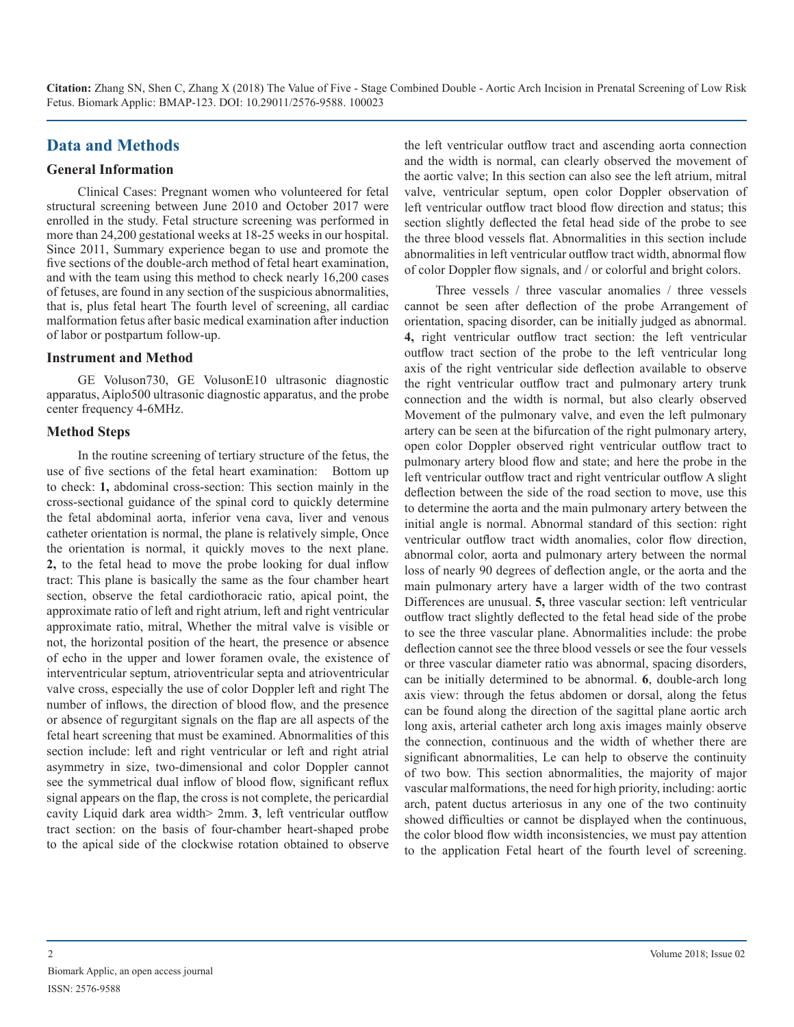## Data and Methods

### General Information

Clinical Cases: Pregnant women who volunteered for fetal structural screening between June 2010 and October 2017 were enrolled in the study. Fetal structure screening was performed in more than 24,200 gestational weeks at 18-25 weeks in our hospital. Since 2011, Summary experience began to use and promote the five sections of the double-arch method of fetal heart examination, and with the team using this method to check nearly 16,200 cases of fetuses, are found in any section of the suspicious abnormalities, that is, plus fetal heart The fourth level of screening, all cardiac malformation fetus after basic medical examination after induction of labor or postpartum follow-up.

### Instrument and Method

GE Voluson730, GE VolusonE10 ultrasonic diagnostic apparatus, Aiplo500 ultrasonic diagnostic apparatus, and the probe center frequency 4-6MHz.

### Method Steps

In the routine screening of tertiary structure of the fetus, the use of five sections of the fetal heart examination: Bottom up to check: **1,** abdominal cross-section: This section mainly in the cross-sectional guidance of the spinal cord to quickly determine the fetal abdominal aorta, inferior vena cava, liver and venous catheter orientation is normal, the plane is relatively simple, Once the orientation is normal, it quickly moves to the next plane. **2,** to the fetal head to move the probe looking for dual inflow tract: This plane is basically the same as the four chamber heart section, observe the fetal cardiothoracic ratio, apical point, the approximate ratio of left and right atrium, left and right ventricular approximate ratio, mitral, Whether the mitral valve is visible or not, the horizontal position of the heart, the presence or absence of echo in the upper and lower foramen ovale, the existence of interventricular septum, atrioventricular septa and atrioventricular valve cross, especially the use of color Doppler left and right The number of inflows, the direction of blood flow, and the presence or absence of regurgitant signals on the flap are all aspects of the fetal heart screening that must be examined. Abnormalities of this section include: left and right ventricular or left and right atrial asymmetry in size, two-dimensional and color Doppler cannot see the symmetrical dual inflow of blood flow, significant reflux signal appears on the flap, the cross is not complete, the pericardial cavity Liquid dark area width> 2mm. **3**, left ventricular outflow tract section: on the basis of four-chamber heart-shaped probe to the apical side of the clockwise rotation obtained to observe the left ventricular outflow tract and ascending aorta connection and the width is normal, can clearly observed the movement of the aortic valve; In this section can also see the left atrium, mitral valve, ventricular septum, open color Doppler observation of left ventricular outflow tract blood flow direction and status; this section slightly deflected the fetal head side of the probe to see the three blood vessels flat. Abnormalities in this section include abnormalities in left ventricular outflow tract width, abnormal flow of color Doppler flow signals, and / or colorful and bright colors.

Three vessels / three vascular anomalies / three vessels cannot be seen after deflection of the probe Arrangement of orientation, spacing disorder, can be initially judged as abnormal. **4,** right ventricular outflow tract section: the left ventricular outflow tract section of the probe to the left ventricular long axis of the right ventricular side deflection available to observe the right ventricular outflow tract and pulmonary artery trunk connection and the width is normal, but also clearly observed Movement of the pulmonary valve, and even the left pulmonary artery can be seen at the bifurcation of the right pulmonary artery, open color Doppler observed right ventricular outflow tract to pulmonary artery blood flow and state; and here the probe in the left ventricular outflow tract and right ventricular outflow A slight deflection between the side of the road section to move, use this to determine the aorta and the main pulmonary artery between the initial angle is normal. Abnormal standard of this section: right ventricular outflow tract width anomalies, color flow direction, abnormal color, aorta and pulmonary artery between the normal loss of nearly 90 degrees of deflection angle, or the aorta and the main pulmonary artery have a larger width of the two contrast Differences are unusual. **5,** three vascular section: left ventricular outflow tract slightly deflected to the fetal head side of the probe to see the three vascular plane. Abnormalities include: the probe deflection cannot see the three blood vessels or see the four vessels or three vascular diameter ratio was abnormal, spacing disorders, can be initially determined to be abnormal. **6**, double-arch long axis view: through the fetus abdomen or dorsal, along the fetus can be found along the direction of the sagittal plane aortic arch long axis, arterial catheter arch long axis images mainly observe the connection, continuous and the width of whether there are significant abnormalities, Le can help to observe the continuity of two bow. This section abnormalities, the majority of major vascular malformations, the need for high priority, including: aortic arch, patent ductus arteriosus in any one of the two continuity showed difficulties or cannot be displayed when the continuous, the color blood flow width inconsistencies, we must pay attention to the application Fetal heart of the fourth level of screening.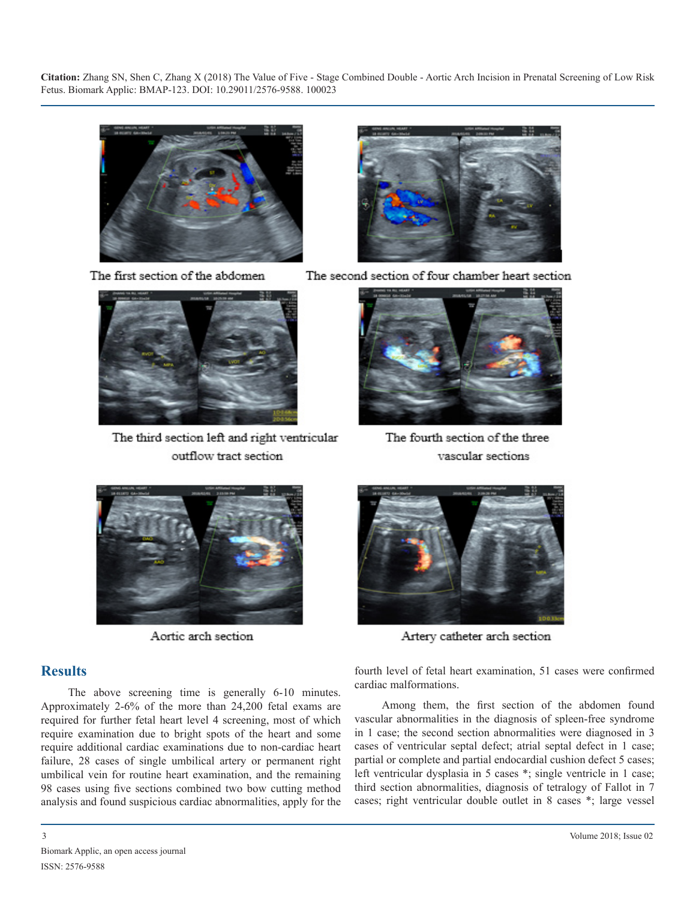The first section of the abdomen

The second section of four chamber heart section

The third section left and right ventricular outflow tract section

The fourth section of the three vascular sections

Aortic arch section

Artery catheter arch section

## Results

The above screening time is generally 6-10 minutes. Approximately 2-6% of the more than 24,200 fetal exams are required for further fetal heart level 4 screening, most of which require examination due to bright spots of the heart and some require additional cardiac examinations due to non-cardiac heart failure, 28 cases of single umbilical artery or permanent right umbilical vein for routine heart examination, and the remaining 98 cases using five sections combined two bow cutting method analysis and found suspicious cardiac abnormalities, apply for the fourth level of fetal heart examination, 51 cases were confirmed cardiac malformations.

Among them, the first section of the abdomen found vascular abnormalities in the diagnosis of spleen-free syndrome in 1 case; the second section abnormalities were diagnosed in 3 cases of ventricular septal defect; atrial septal defect in 1 case; partial or complete and partial endocardial cushion defect 5 cases; left ventricular dysplasia in 5 cases *; single ventricle in 1 case; third section abnormalities, diagnosis of tetralogy of Fallot in 7 cases; right ventricular double outlet in 8 cases *; large vessel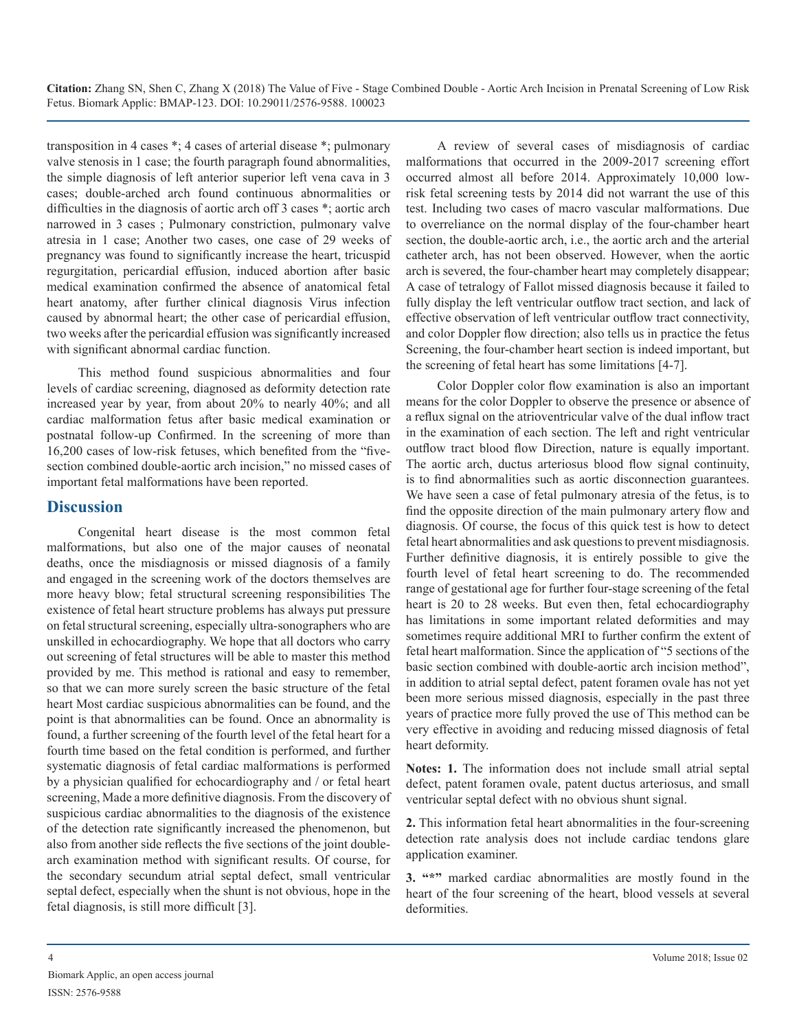transposition in 4 cases *; 4 cases of arterial disease *; pulmonary valve stenosis in 1 case; the fourth paragraph found abnormalities, the simple diagnosis of left anterior superior left vena cava in 3 cases; double-arched arch found continuous abnormalities or difficulties in the diagnosis of aortic arch off 3 cases *; aortic arch narrowed in 3 cases ; Pulmonary constriction, pulmonary valve atresia in 1 case; Another two cases, one case of 29 weeks of pregnancy was found to significantly increase the heart, tricuspid regurgitation, pericardial effusion, induced abortion after basic medical examination confirmed the absence of anatomical fetal heart anatomy, after further clinical diagnosis Virus infection caused by abnormal heart; the other case of pericardial effusion, two weeks after the pericardial effusion was significantly increased with significant abnormal cardiac function.

This method found suspicious abnormalities and four levels of cardiac screening, diagnosed as deformity detection rate increased year by year, from about 20% to nearly 40%; and all cardiac malformation fetus after basic medical examination or postnatal follow-up Confirmed. In the screening of more than 16,200 cases of low-risk fetuses, which benefited from the "five-section combined double-aortic arch incision," no missed cases of important fetal malformations have been reported.

## Discussion

Congenital heart disease is the most common fetal malformations, but also one of the major causes of neonatal deaths, once the misdiagnosis or missed diagnosis of a family and engaged in the screening work of the doctors themselves are more heavy blow; fetal structural screening responsibilities The existence of fetal heart structure problems has always put pressure on fetal structural screening, especially ultra-sonographers who are unskilled in echocardiography. We hope that all doctors who carry out screening of fetal structures will be able to master this method provided by me. This method is rational and easy to remember, so that we can more surely screen the basic structure of the fetal heart Most cardiac suspicious abnormalities can be found, and the point is that abnormalities can be found. Once an abnormality is found, a further screening of the fourth level of the fetal heart for a fourth time based on the fetal condition is performed, and further systematic diagnosis of fetal cardiac malformations is performed by a physician qualified for echocardiography and / or fetal heart screening, Made a more definitive diagnosis. From the discovery of suspicious cardiac abnormalities to the diagnosis of the existence of the detection rate significantly increased the phenomenon, but also from another side reflects the five sections of the joint double-arch examination method with significant results. Of course, for the secondary secundum atrial septal defect, small ventricular septal defect, especially when the shunt is not obvious, hope in the fetal diagnosis, is still more difficult [3].

A review of several cases of misdiagnosis of cardiac malformations that occurred in the 2009-2017 screening effort occurred almost all before 2014. Approximately 10,000 low-risk fetal screening tests by 2014 did not warrant the use of this test. Including two cases of macro vascular malformations. Due to overreliance on the normal display of the four-chamber heart section, the double-aortic arch, i.e., the aortic arch and the arterial catheter arch, has not been observed. However, when the aortic arch is severed, the four-chamber heart may completely disappear; A case of tetralogy of Fallot missed diagnosis because it failed to fully display the left ventricular outflow tract section, and lack of effective observation of left ventricular outflow tract connectivity, and color Doppler flow direction; also tells us in practice the fetus Screening, the four-chamber heart section is indeed important, but the screening of fetal heart has some limitations [4-7].

Color Doppler color flow examination is also an important means for the color Doppler to observe the presence or absence of a reflux signal on the atrioventricular valve of the dual inflow tract in the examination of each section. The left and right ventricular outflow tract blood flow Direction, nature is equally important. The aortic arch, ductus arteriosus blood flow signal continuity, is to find abnormalities such as aortic disconnection guarantees. We have seen a case of fetal pulmonary atresia of the fetus, is to find the opposite direction of the main pulmonary artery flow and diagnosis. Of course, the focus of this quick test is how to detect fetal heart abnormalities and ask questions to prevent misdiagnosis. Further definitive diagnosis, it is entirely possible to give the fourth level of fetal heart screening to do. The recommended range of gestational age for further four-stage screening of the fetal heart is 20 to 28 weeks. But even then, fetal echocardiography has limitations in some important related deformities and may sometimes require additional MRI to further confirm the extent of fetal heart malformation. Since the application of "5 sections of the basic section combined with double-aortic arch incision method", in addition to atrial septal defect, patent foramen ovale has not yet been more serious missed diagnosis, especially in the past three years of practice more fully proved the use of This method can be very effective in avoiding and reducing missed diagnosis of fetal heart deformity.

**Notes: 1.** The information does not include small atrial septal defect, patent foramen ovale, patent ductus arteriosus, and small ventricular septal defect with no obvious shunt signal.

**2.** This information fetal heart abnormalities in the four-screening detection rate analysis does not include cardiac tendons glare application examiner.

**3. "*"** marked cardiac abnormalities are mostly found in the heart of the four screening of the heart, blood vessels at several deformities.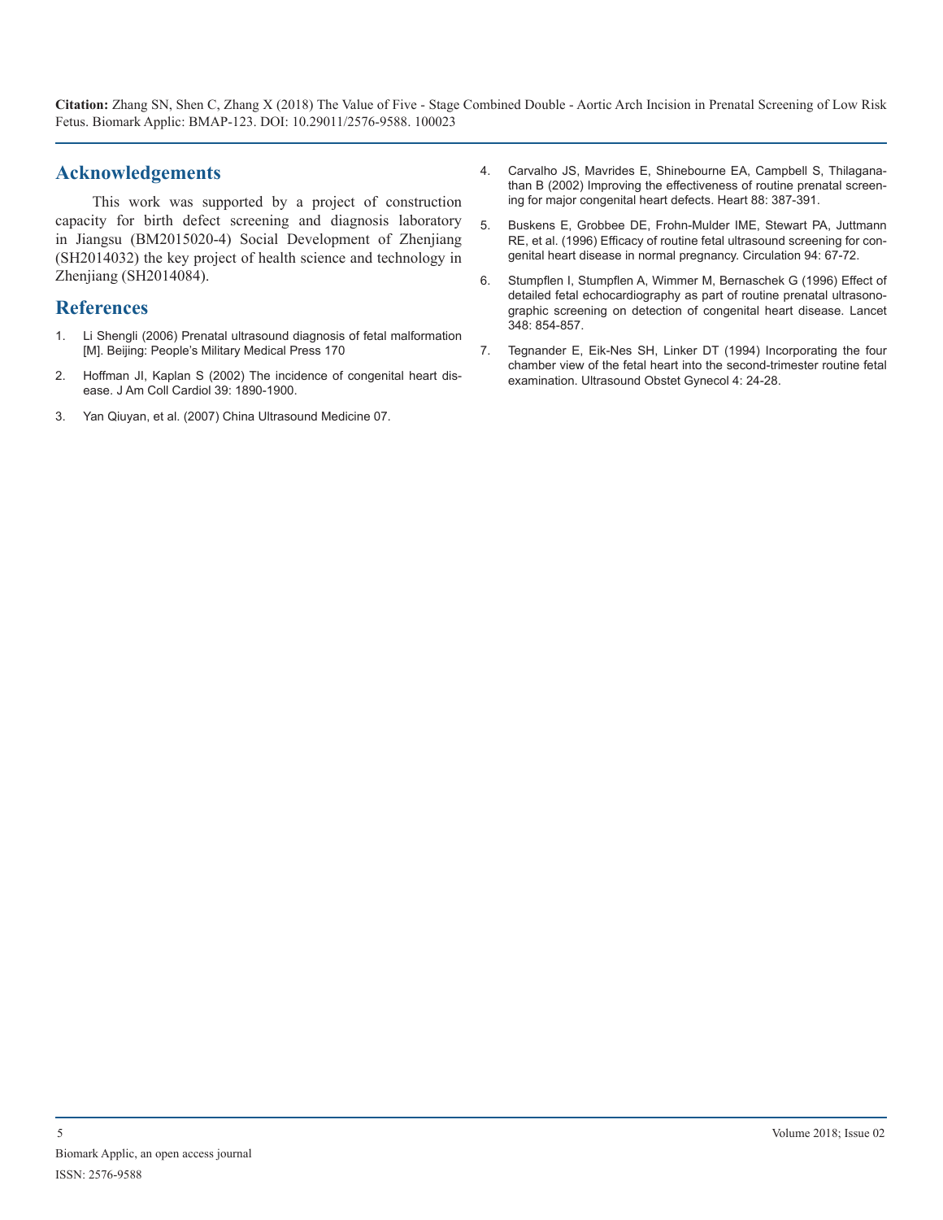## Acknowledgements

This work was supported by a project of construction capacity for birth defect screening and diagnosis laboratory in Jiangsu (BM2015020-4) Social Development of Zhenjiang (SH2014032) the key project of health science and technology in Zhenjiang (SH2014084).

## References

1. Li Shengli (2006) Prenatal ultrasound diagnosis of fetal malformation [M]. Beijing: People's Military Medical Press 170
2. Hoffman JI, Kaplan S (2002) The incidence of congenital heart disease. J Am Coll Cardiol 39: 1890-1900.
3. Yan Qiuyan, et al. (2007) China Ultrasound Medicine 07.
4. Carvalho JS, Mavrides E, Shinebourne EA, Campbell S, Thilaganathan B (2002) Improving the effectiveness of routine prenatal screening for major congenital heart defects. Heart 88: 387-391.
5. Buskens E, Grobbee DE, Frohn-Mulder IME, Stewart PA, Juttmann RE, et al. (1996) Efficacy of routine fetal ultrasound screening for congenital heart disease in normal pregnancy. Circulation 94: 67-72.
6. Stumpflen I, Stumpflen A, Wimmer M, Bernaschek G (1996) Effect of detailed fetal echocardiography as part of routine prenatal ultrasonographic screening on detection of congenital heart disease. Lancet 348: 854-857.
7. Tegnander E, Eik-Nes SH, Linker DT (1994) Incorporating the four chamber view of the fetal heart into the second-trimester routine fetal examination. Ultrasound Obstet Gynecol 4: 24-28.